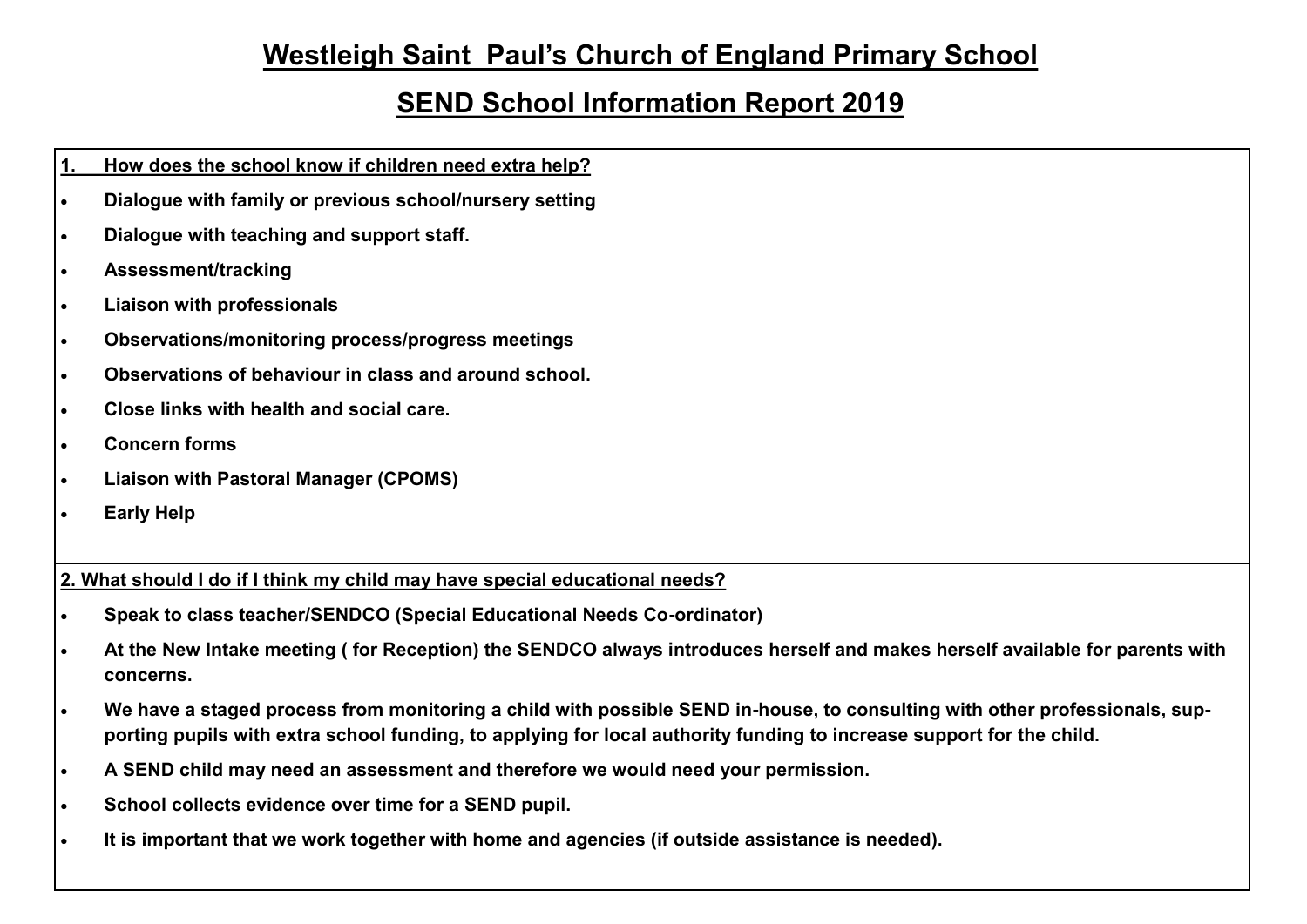# Westleigh Saint Paul's Church of England Primary School

## SEND School Information Report 2019

### 1. How does the school know if children need extra help?

- **Dialogue with family or previous school/nursery setting**
- **Dialogue with teaching and support staff.**
- **Assessment/tracking**
- **Liaison with professionals**
- **Observations/monitoring process/progress meetings**
- **Observations of behaviour in class and around school.**
- **Close links with health and social care.**
- **Concern forms**
- **Liaison with Pastoral Manager (CPOMS)**
- **Early Help**

### 2. What should I do if I think my child may have special educational needs?

- **Speak to class teacher/SENDCO (Special Educational Needs Co-ordinator)**
- **At the New Intake meeting ( for Reception) the SENDCO always introduces herself and makes herself available for parents with concerns.**
- **We have a staged process from monitoring a child with possible SEND in-house, to consulting with other professionals, supporting pupils with extra school funding, to applying for local authority funding to increase support for the child.**
- **A SEND child may need an assessment and therefore we would need your permission.**
- **School collects evidence over time for a SEND pupil.**
- **It is important that we work together with home and agencies (if outside assistance is needed).**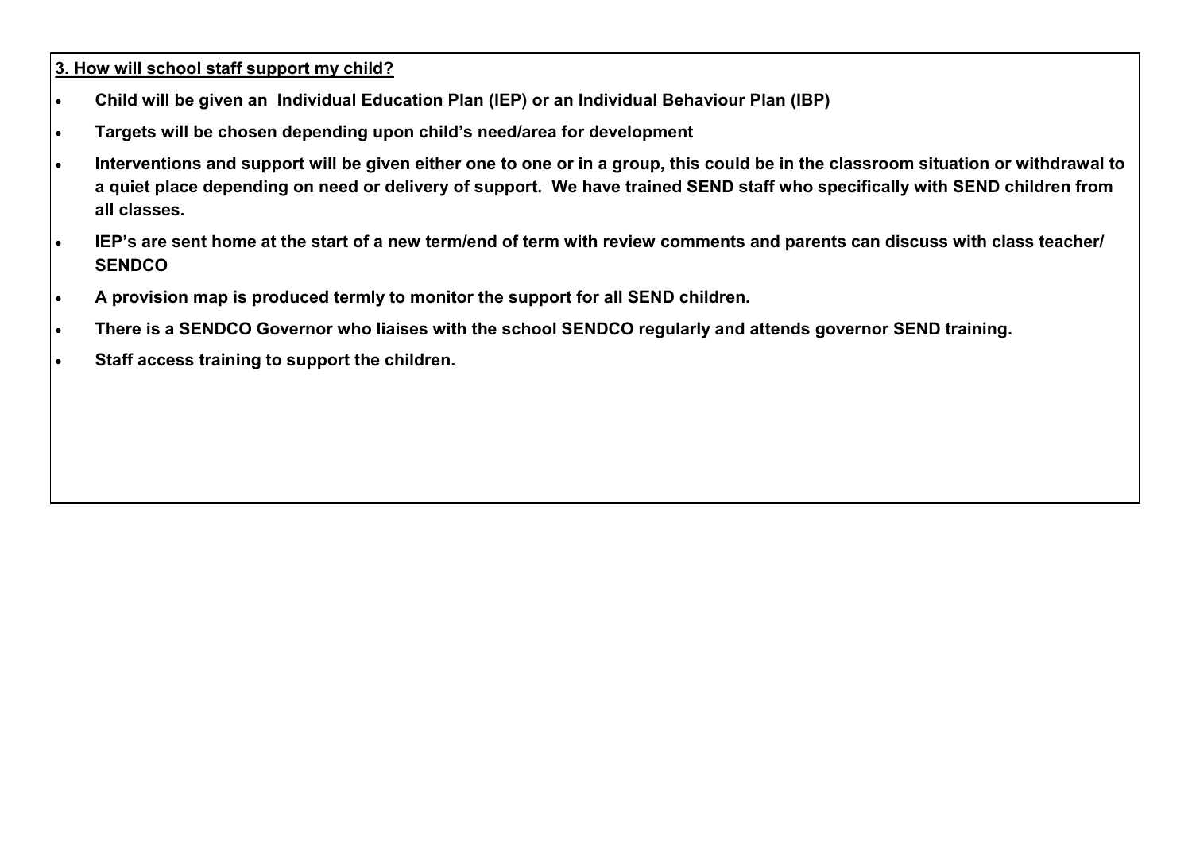**3. How will school staff support my child?**

- **Child will be given an Individual Education Plan (IEP) or an Individual Behaviour Plan (IBP)**
- **Targets will be chosen depending upon child's need/area for development**
- **Interventions and support will be given either one to one or in a group, this could be in the classroom situation or withdrawal to a quiet place depending on need or delivery of support. We have trained SEND staff who specifically with SEND children from all classes.**
- **IEP's are sent home at the start of a new term/end of term with review comments and parents can discuss with class teacher/ SENDCO**
- **A provision map is produced termly to monitor the support for all SEND children.**
- **There is a SENDCO Governor who liaises with the school SENDCO regularly and attends governor SEND training.**
- **Staff access training to support the children.**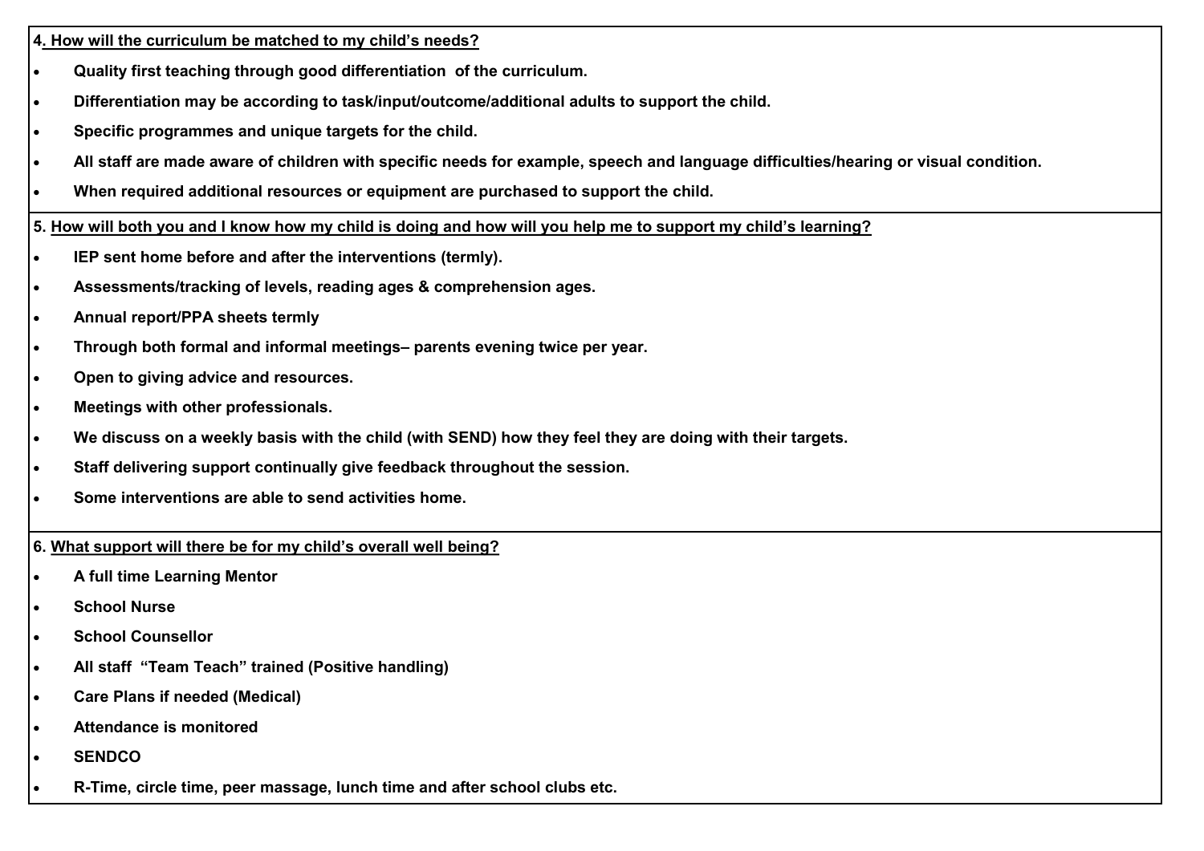**4. How will the curriculum be matched to my child's needs?**

- **Quality first teaching through good differentiation of the curriculum.**
- **Differentiation may be according to task/input/outcome/additional adults to support the child.**
- **Specific programmes and unique targets for the child.**
- **All staff are made aware of children with specific needs for example, speech and language difficulties/hearing or visual condition.**
- **When required additional resources or equipment are purchased to support the child.**

**5. How will both you and I know how my child is doing and how will you help me to support my child's learning?**

- **IEP sent home before and after the interventions (termly).**
- **Assessments/tracking of levels, reading ages & comprehension ages.**
- **Annual report/PPA sheets termly**
- **Through both formal and informal meetings– parents evening twice per year.**
- **Open to giving advice and resources.**
- **Meetings with other professionals.**
- **We discuss on a weekly basis with the child (with SEND) how they feel they are doing with their targets.**
- **Staff delivering support continually give feedback throughout the session.**
- **Some interventions are able to send activities home.**

**6. What support will there be for my child's overall well being?**

- **A full time Learning Mentor**
- **School Nurse**
- **School Counsellor**
- **All staff "Team Teach" trained (Positive handling)**
- **Care Plans if needed (Medical)**
- **Attendance is monitored**
- **SENDCO**
- **R-Time, circle time, peer massage, lunch time and after school clubs etc.**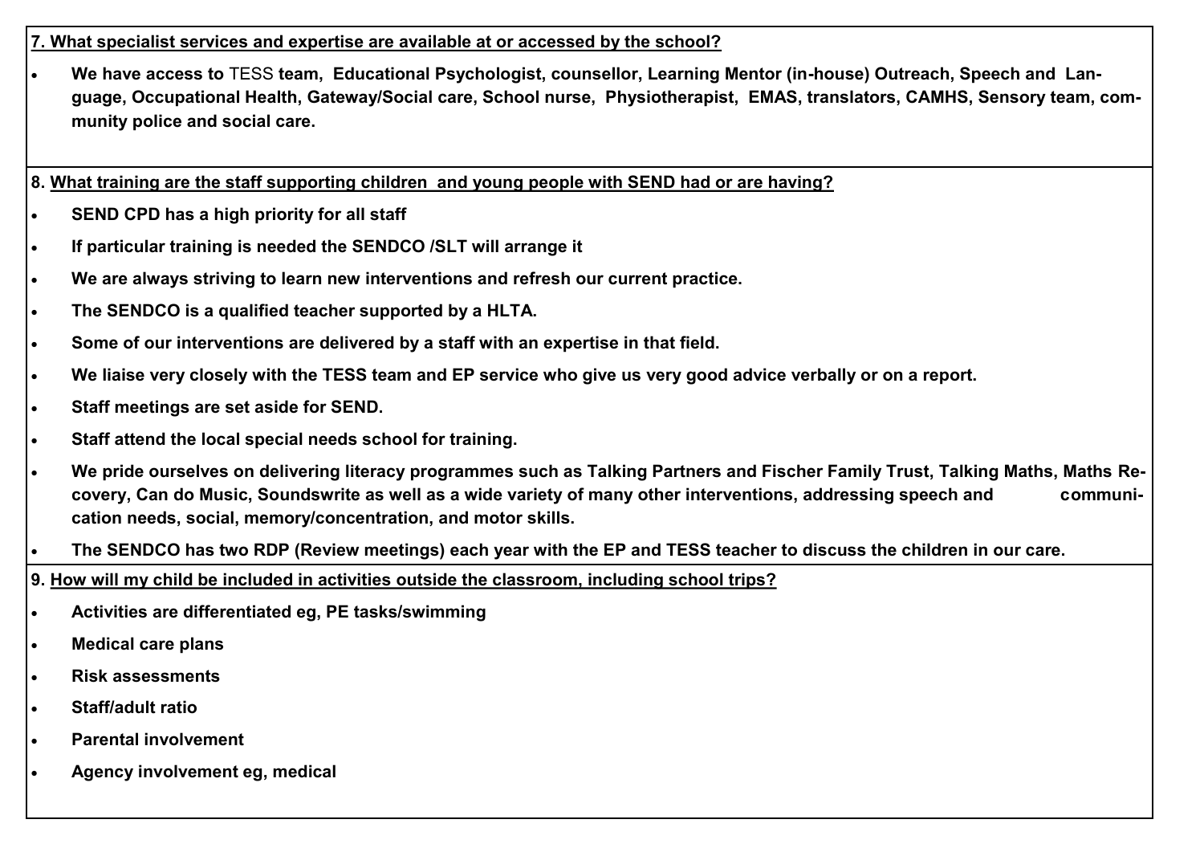**7. <u>What specialist services and expertise are available at or accessed by the school?</u>**

- **We have access to** TESS **team, Educational Psychologist, counsellor, Learning Mentor (in-house) Outreach, Speech and Language, Occupational Health, Gateway/Social care, School nurse, Physiotherapist, EMAS, translators, CAMHS, Sensory team, community police and social care.**

**8. <u>What training are the staff supporting children and young people with SEND had or are having?</u>**

- **SEND CPD has a high priority for all staff**
- **If particular training is needed the SENDCO /SLT will arrange it**
- **We are always striving to learn new interventions and refresh our current practice.**
- **The SENDCO is a qualified teacher supported by a HLTA.**
- **Some of our interventions are delivered by a staff with an expertise in that field.**
- **We liaise very closely with the TESS team and EP service who give us very good advice verbally or on a report.**
- **Staff meetings are set aside for SEND.**
- **Staff attend the local special needs school for training.**
- **We pride ourselves on delivering literacy programmes such as Talking Partners and Fischer Family Trust, Talking Maths, Maths Recovery, Can do Music, Soundswrite as well as a wide variety of many other interventions, addressing speech and communication needs, social, memory/concentration, and motor skills.**
- **The SENDCO has two RDP (Review meetings) each year with the EP and TESS teacher to discuss the children in our care.**

**9. <u>How will my child be included in activities outside the classroom, including school trips?</u>**

- **Activities are differentiated eg, PE tasks/swimming**
- **Medical care plans**
- **Risk assessments**
- **Staff/adult ratio**
- **Parental involvement**
- **Agency involvement eg, medical**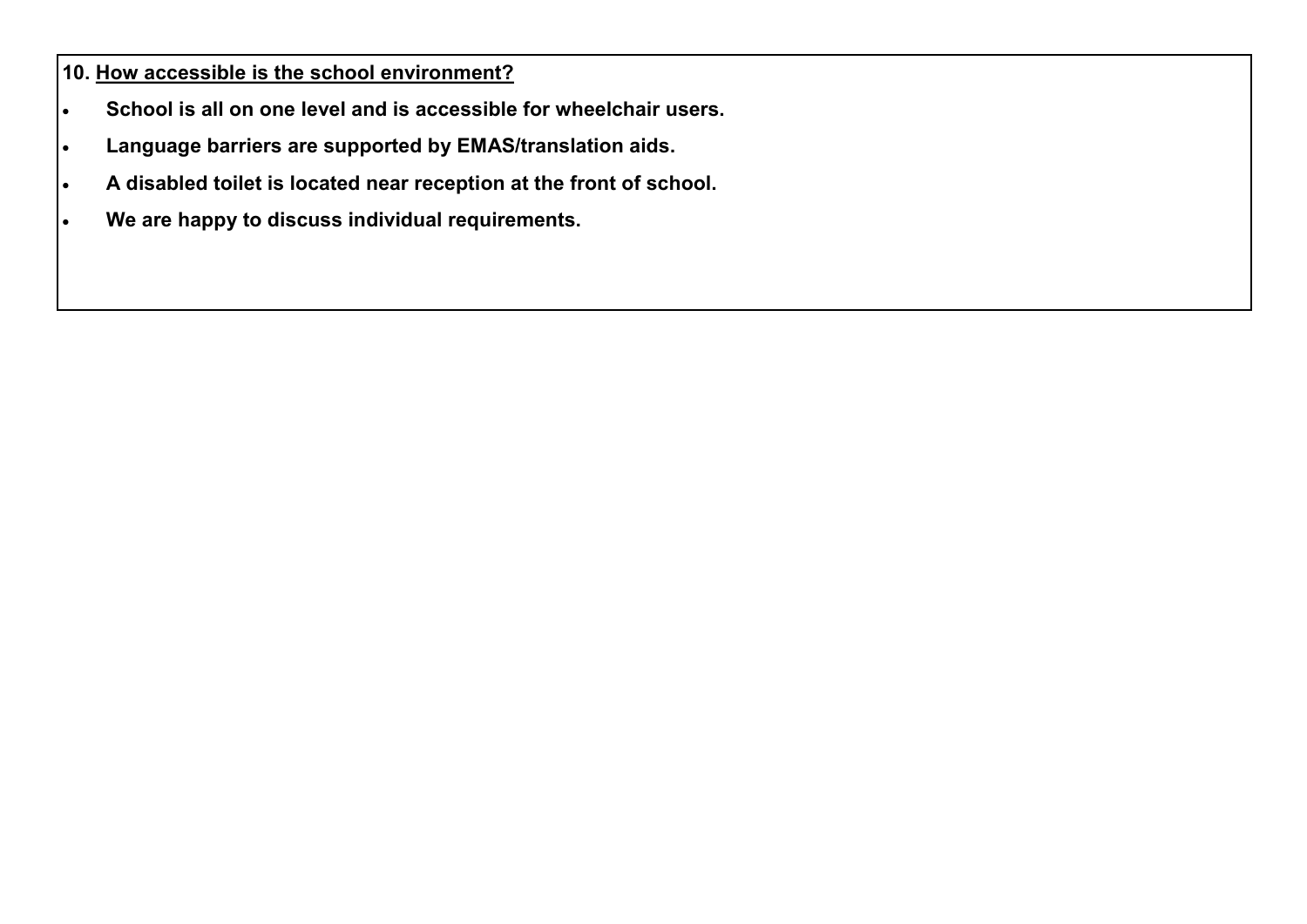**10. <u>How accessible is the school environment?</u>**

- **School is all on one level and is accessible for wheelchair users.**
- **Language barriers are supported by EMAS/translation aids.**
- **A disabled toilet is located near reception at the front of school.**
- **We are happy to discuss individual requirements.**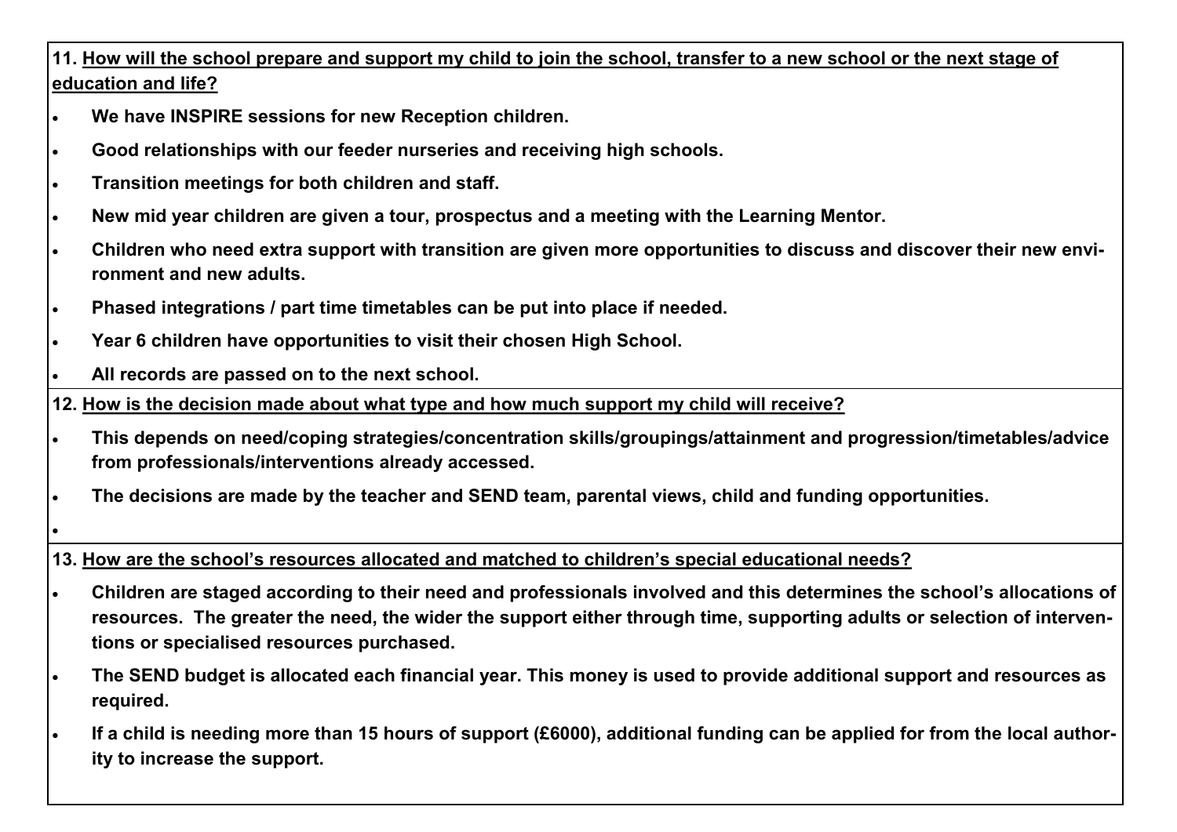**11. How will the school prepare and support my child to join the school, transfer to a new school or the next stage of education and life?**

- **We have INSPIRE sessions for new Reception children.**
- **Good relationships with our feeder nurseries and receiving high schools.**
- **Transition meetings for both children and staff.**
- **New mid year children are given a tour, prospectus and a meeting with the Learning Mentor.**
- **Children who need extra support with transition are given more opportunities to discuss and discover their new environment and new adults.**
- **Phased integrations / part time timetables can be put into place if needed.**
- **Year 6 children have opportunities to visit their chosen High School.**
- **All records are passed on to the next school.**

**12. How is the decision made about what type and how much support my child will receive?**

- **This depends on need/coping strategies/concentration skills/groupings/attainment and progression/timetables/advice from professionals/interventions already accessed.**
- **The decisions are made by the teacher and SEND team, parental views, child and funding opportunities.**

**13. How are the school's resources allocated and matched to children's special educational needs?**

- **Children are staged according to their need and professionals involved and this determines the school's allocations of resources. The greater the need, the wider the support either through time, supporting adults or selection of interventions or specialised resources purchased.**
- **The SEND budget is allocated each financial year. This money is used to provide additional support and resources as required.**
- **If a child is needing more than 15 hours of support (£6000), additional funding can be applied for from the local authority to increase the support.**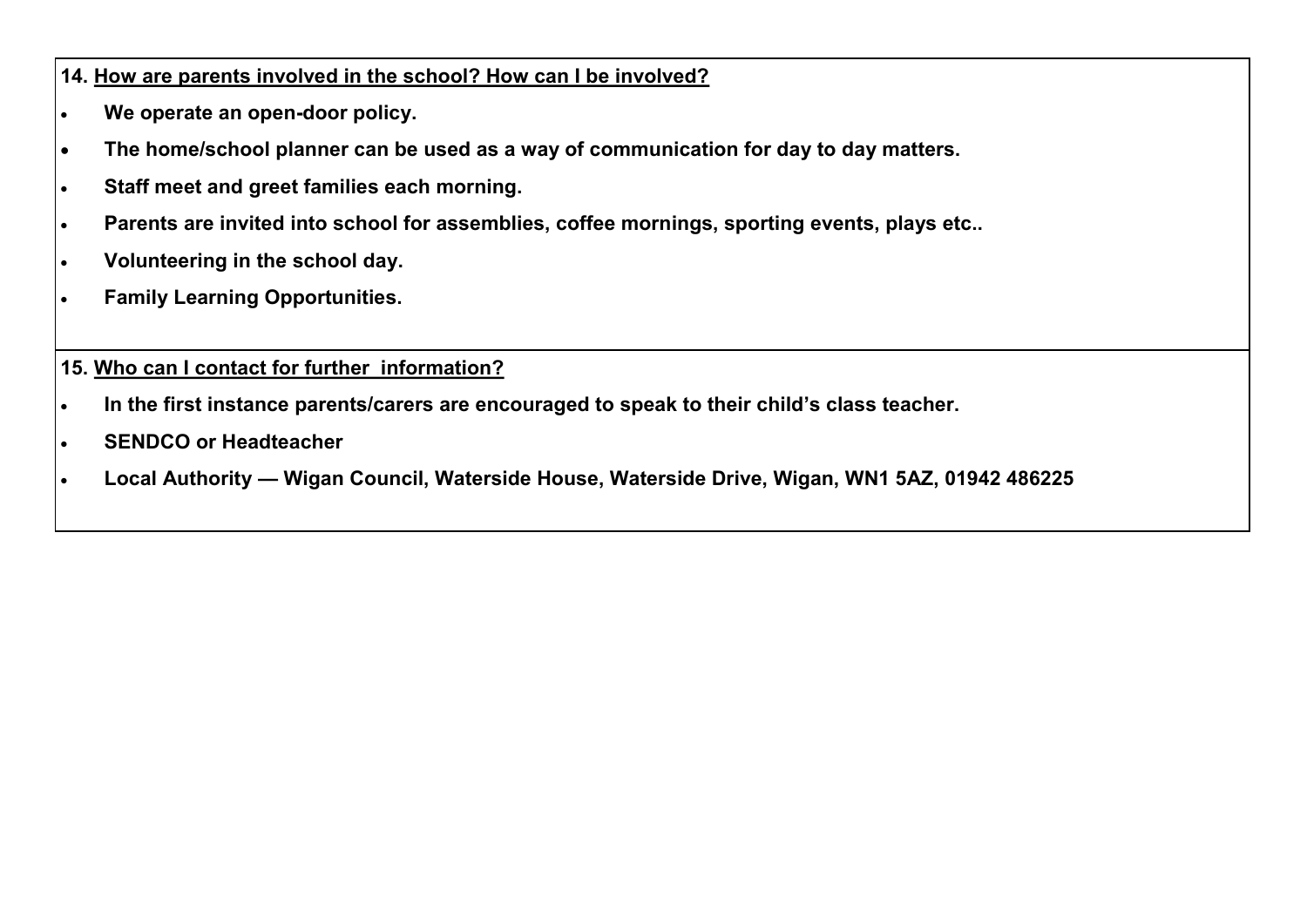**14. <u>How are parents involved in the school? How can I be involved?</u>**

- **We operate an open-door policy.**
- **The home/school planner can be used as a way of communication for day to day matters.**
- **Staff meet and greet families each morning.**
- **Parents are invited into school for assemblies, coffee mornings, sporting events, plays etc..**
- **Volunteering in the school day.**
- **Family Learning Opportunities.**

**15. <u>Who can I contact for further information?</u>**

- **In the first instance parents/carers are encouraged to speak to their child's class teacher.**
- **SENDCO or Headteacher**
- **Local Authority — Wigan Council, Waterside House, Waterside Drive, Wigan, WN1 5AZ, 01942 486225**